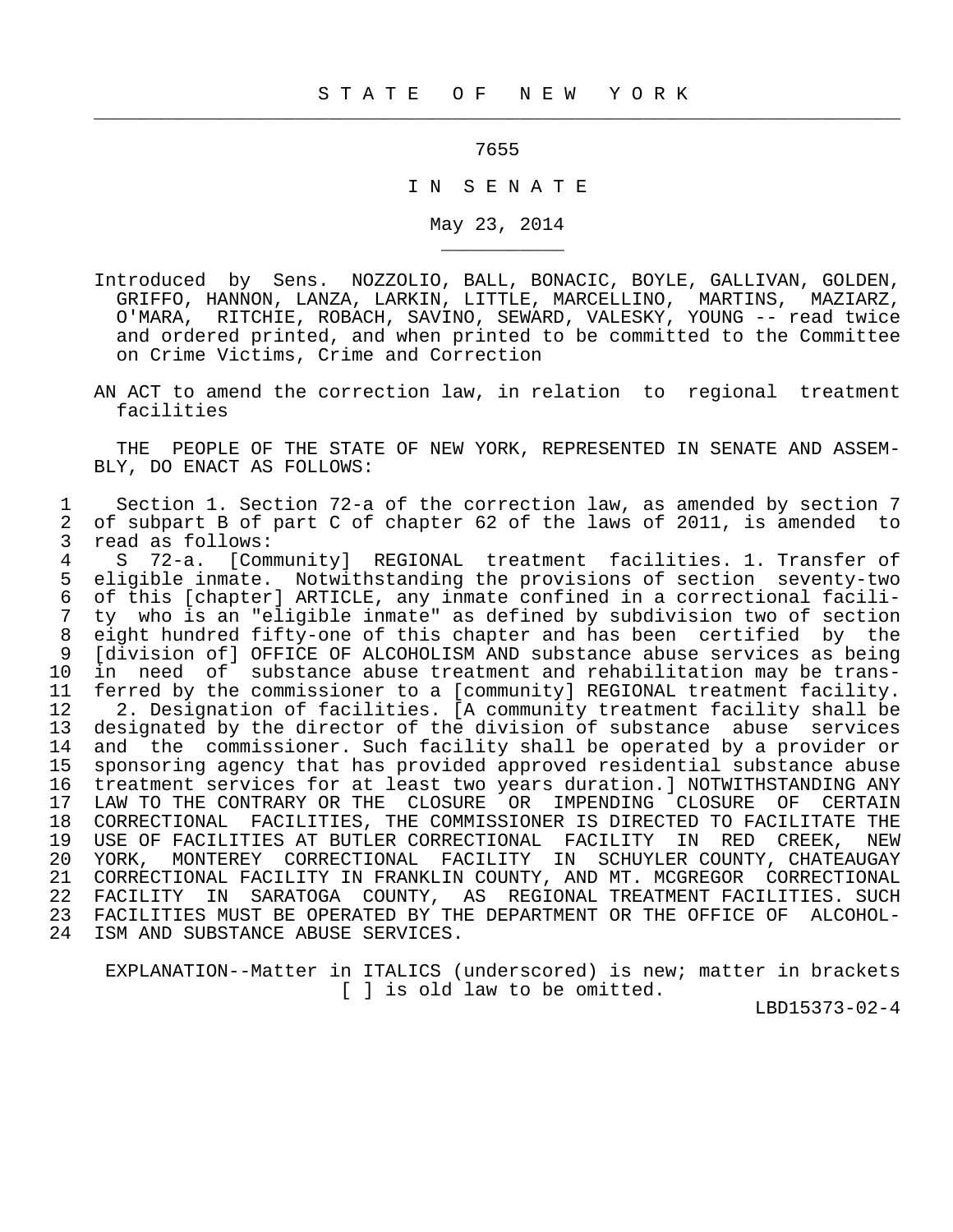STATE OF NEW YORK

7655

IN SENATE

May 23, 2014

Introduced by Sens. NOZZOLIO, BALL, BONACIC, BOYLE, GALLIVAN, GOLDEN, GRIFFO, HANNON, LANZA, LARKIN, LITTLE, MARCELLINO, MARTINS, MAZIARZ, O'MARA, RITCHIE, ROBACH, SAVINO, SEWARD, VALESKY, YOUNG -- read twice and ordered printed, and when printed to be committed to the Committee on Crime Victims, Crime and Correction

AN ACT to amend the correction law, in relation to regional treatment facilities

THE PEOPLE OF THE STATE OF NEW YORK, REPRESENTED IN SENATE AND ASSEMBLY, DO ENACT AS FOLLOWS:

1 Section 1. Section 72-a of the correction law, as amended by section 7
2 of subpart B of part C of chapter 62 of the laws of 2011, is amended to
3 read as follows:
4 S 72-a. [Community] REGIONAL treatment facilities. 1. Transfer of
5 eligible inmate. Notwithstanding the provisions of section seventy-two
6 of this [chapter] ARTICLE, any inmate confined in a correctional facili-
7 ty who is an "eligible inmate" as defined by subdivision two of section
8 eight hundred fifty-one of this chapter and has been certified by the
9 [division of] OFFICE OF ALCOHOLISM AND substance abuse services as being
10 in need of substance abuse treatment and rehabilitation may be trans-
11 ferred by the commissioner to a [community] REGIONAL treatment facility.
12 2. Designation of facilities. [A community treatment facility shall be
13 designated by the director of the division of substance abuse services
14 and the commissioner. Such facility shall be operated by a provider or
15 sponsoring agency that has provided approved residential substance abuse
16 treatment services for at least two years duration.] NOTWITHSTANDING ANY
17 LAW TO THE CONTRARY OR THE CLOSURE OR IMPENDING CLOSURE OF CERTAIN
18 CORRECTIONAL FACILITIES, THE COMMISSIONER IS DIRECTED TO FACILITATE THE
19 USE OF FACILITIES AT BUTLER CORRECTIONAL FACILITY IN RED CREEK, NEW
20 YORK, MONTEREY CORRECTIONAL FACILITY IN SCHUYLER COUNTY, CHATEAUGAY
21 CORRECTIONAL FACILITY IN FRANKLIN COUNTY, AND MT. MCGREGOR CORRECTIONAL
22 FACILITY IN SARATOGA COUNTY, AS REGIONAL TREATMENT FACILITIES. SUCH
23 FACILITIES MUST BE OPERATED BY THE DEPARTMENT OR THE OFFICE OF ALCOHOL-
24 ISM AND SUBSTANCE ABUSE SERVICES.

EXPLANATION--Matter in ITALICS (underscored) is new; matter in brackets [ ] is old law to be omitted.

LBD15373-02-4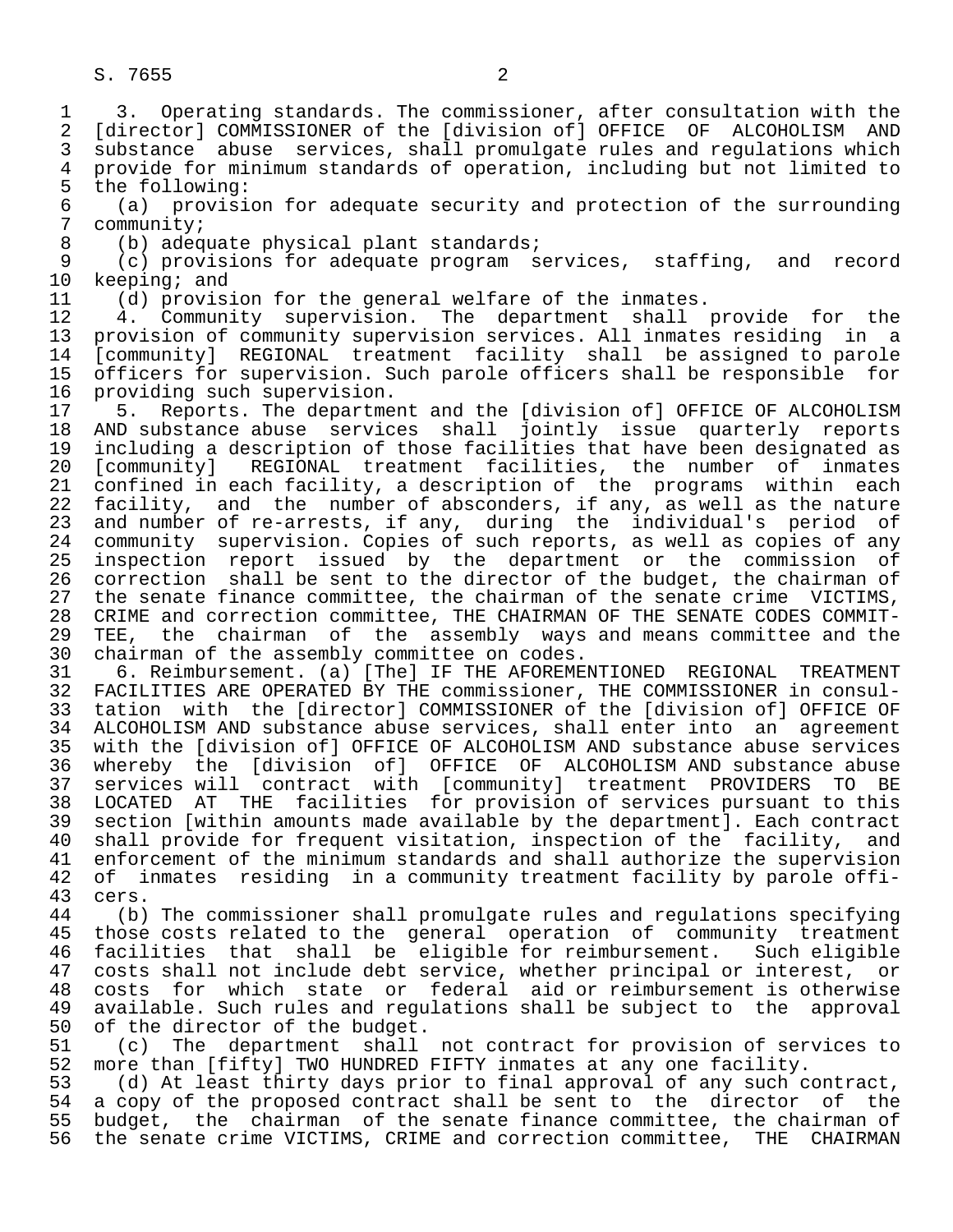3. Operating standards. The commissioner, after consultation with the [director] COMMISSIONER of the [division of] OFFICE OF ALCOHOLISM AND substance abuse services, shall promulgate rules and regulations which provide for minimum standards of operation, including but not limited to the following:

(a) provision for adequate security and protection of the surrounding community;

(b) adequate physical plant standards;

(c) provisions for adequate program services, staffing, and record keeping; and

(d) provision for the general welfare of the inmates.

4. Community supervision. The department shall provide for the provision of community supervision services. All inmates residing in a [community] REGIONAL treatment facility shall be assigned to parole officers for supervision. Such parole officers shall be responsible for providing such supervision.

5. Reports. The department and the [division of] OFFICE OF ALCOHOLISM AND substance abuse services shall jointly issue quarterly reports including a description of those facilities that have been designated as [community] REGIONAL treatment facilities, the number of inmates confined in each facility, a description of the programs within each facility, and the number of absconders, if any, as well as the nature and number of re-arrests, if any, during the individual's period of community supervision. Copies of such reports, as well as copies of any inspection report issued by the department or the commission of correction shall be sent to the director of the budget, the chairman of the senate finance committee, the chairman of the senate crime VICTIMS, CRIME and correction committee, THE CHAIRMAN OF THE SENATE CODES COMMITTEE, the chairman of the assembly ways and means committee and the chairman of the assembly committee on codes.

6. Reimbursement. (a) [The] IF THE AFOREMENTIONED REGIONAL TREATMENT FACILITIES ARE OPERATED BY THE commissioner, THE COMMISSIONER in consultation with the [director] COMMISSIONER of the [division of] OFFICE OF ALCOHOLISM AND substance abuse services, shall enter into an agreement with the [division of] OFFICE OF ALCOHOLISM AND substance abuse services whereby the [division of] OFFICE OF ALCOHOLISM AND substance abuse services will contract with [community] treatment PROVIDERS TO BE LOCATED AT THE facilities for provision of services pursuant to this section [within amounts made available by the department]. Each contract shall provide for frequent visitation, inspection of the facility, and enforcement of the minimum standards and shall authorize the supervision of inmates residing in a community treatment facility by parole officers.

(b) The commissioner shall promulgate rules and regulations specifying those costs related to the general operation of community treatment facilities that shall be eligible for reimbursement. Such eligible costs shall not include debt service, whether principal or interest, or costs for which state or federal aid or reimbursement is otherwise available. Such rules and regulations shall be subject to the approval of the director of the budget.

(c) The department shall not contract for provision of services to more than [fifty] TWO HUNDRED FIFTY inmates at any one facility.

(d) At least thirty days prior to final approval of any such contract, a copy of the proposed contract shall be sent to the director of the budget, the chairman of the senate finance committee, the chairman of the senate crime VICTIMS, CRIME and correction committee, THE CHAIRMAN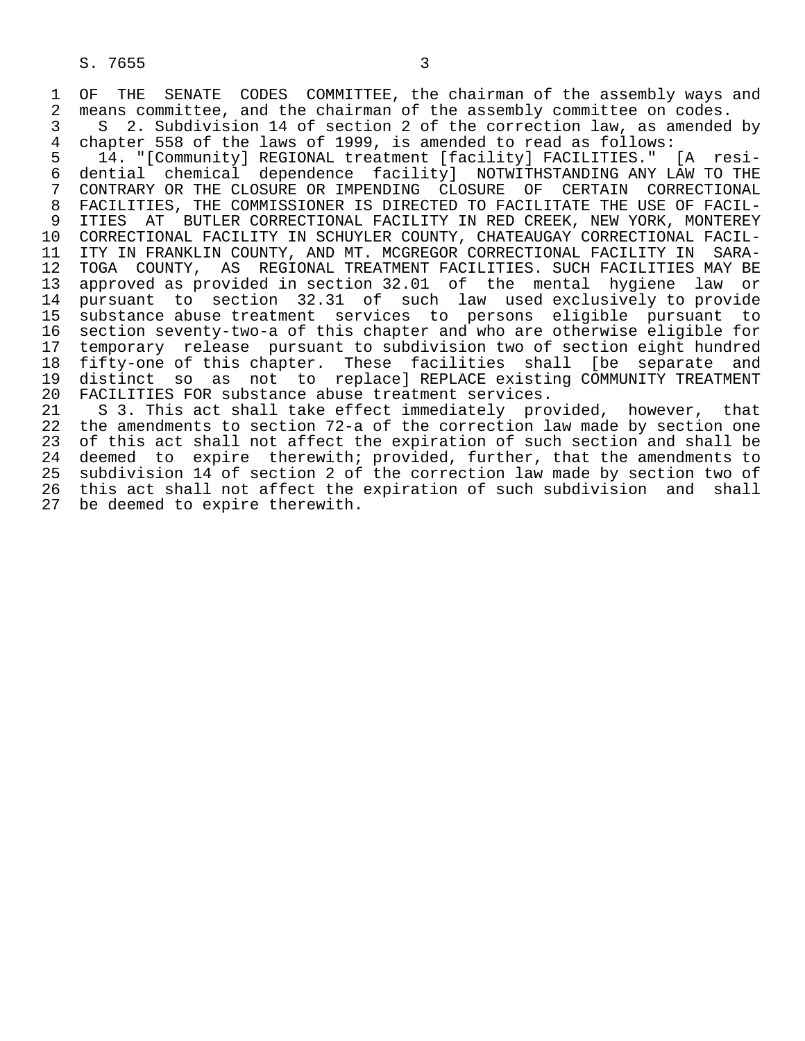OF THE SENATE CODES COMMITTEE, the chairman of the assembly ways and means committee, and the chairman of the assembly committee on codes.

S 2. Subdivision 14 of section 2 of the correction law, as amended by chapter 558 of the laws of 1999, is amended to read as follows:

14. "[Community] REGIONAL treatment [facility] FACILITIES." [A residential chemical dependence facility] NOTWITHSTANDING ANY LAW TO THE CONTRARY OR THE CLOSURE OR IMPENDING CLOSURE OF CERTAIN CORRECTIONAL FACILITIES, THE COMMISSIONER IS DIRECTED TO FACILITATE THE USE OF FACILITIES AT BUTLER CORRECTIONAL FACILITY IN RED CREEK, NEW YORK, MONTEREY CORRECTIONAL FACILITY IN SCHUYLER COUNTY, CHATEAUGAY CORRECTIONAL FACILITY IN FRANKLIN COUNTY, AND MT. MCGREGOR CORRECTIONAL FACILITY IN SARATOGA COUNTY, AS REGIONAL TREATMENT FACILITIES. SUCH FACILITIES MAY BE approved as provided in section 32.01 of the mental hygiene law or pursuant to section 32.31 of such law used exclusively to provide substance abuse treatment services to persons eligible pursuant to section seventy-two-a of this chapter and who are otherwise eligible for temporary release pursuant to subdivision two of section eight hundred fifty-one of this chapter. These facilities shall [be separate and distinct so as not to replace] REPLACE existing COMMUNITY TREATMENT FACILITIES FOR substance abuse treatment services.

S 3. This act shall take effect immediately provided, however, that the amendments to section 72-a of the correction law made by section one of this act shall not affect the expiration of such section and shall be deemed to expire therewith; provided, further, that the amendments to subdivision 14 of section 2 of the correction law made by section two of this act shall not affect the expiration of such subdivision and shall be deemed to expire therewith.